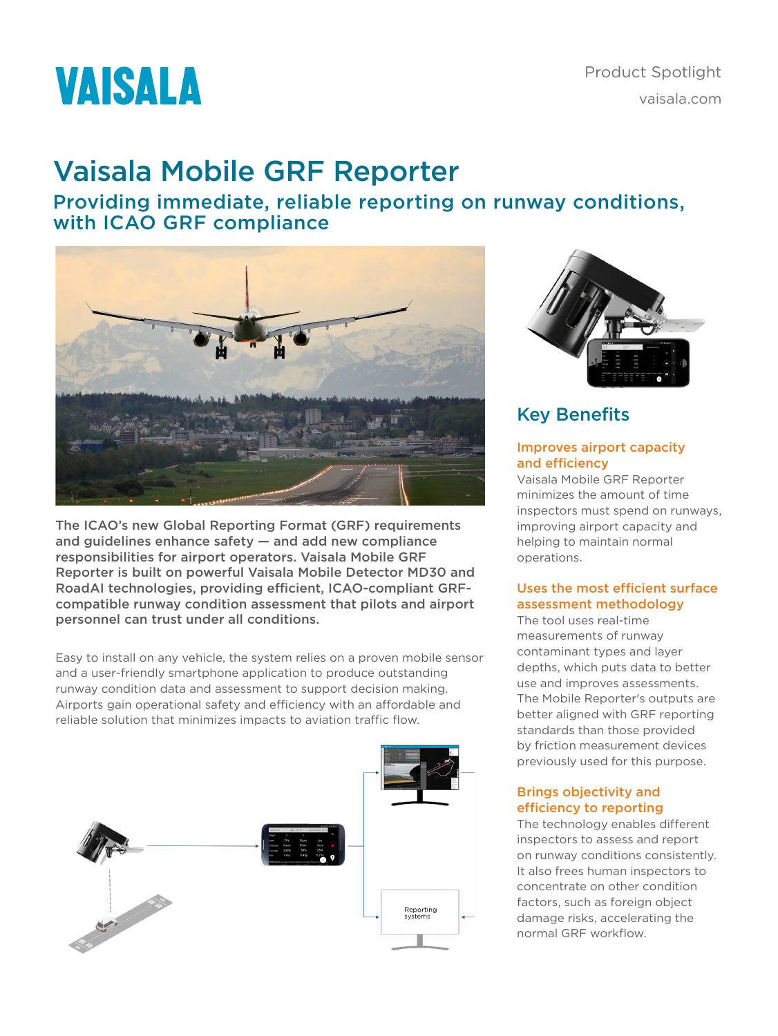VAISALA

Product Spotlight

vaisala.com

# Vaisala Mobile GRF Reporter

## Providing immediate, reliable reporting on runway conditions, with ICAO GRF compliance

**The ICAO's new Global Reporting Format (GRF) requirements and guidelines enhance safety — and add new compliance responsibilities for airport operators. Vaisala Mobile GRF Reporter is built on powerful Vaisala Mobile Detector MD30 and RoadAI technologies, providing efficient, ICAO-compliant GRF-compatible runway condition assessment that pilots and airport personnel can trust under all conditions.**

Easy to install on any vehicle, the system relies on a proven mobile sensor and a user-friendly smartphone application to produce outstanding runway condition data and assessment to support decision making. Airports gain operational safety and efficiency with an affordable and reliable solution that minimizes impacts to aviation traffic flow.

Reporting systems

## Key Benefits

### Improves airport capacity and efficiency

Vaisala Mobile GRF Reporter minimizes the amount of time inspectors must spend on runways, improving airport capacity and helping to maintain normal operations.

### Uses the most efficient surface assessment methodology

The tool uses real-time measurements of runway contaminant types and layer depths, which puts data to better use and improves assessments. The Mobile Reporter's outputs are better aligned with GRF reporting standards than those provided by friction measurement devices previously used for this purpose.

### Brings objectivity and efficiency to reporting

The technology enables different inspectors to assess and report on runway conditions consistently. It also frees human inspectors to concentrate on other condition factors, such as foreign object damage risks, accelerating the normal GRF workflow.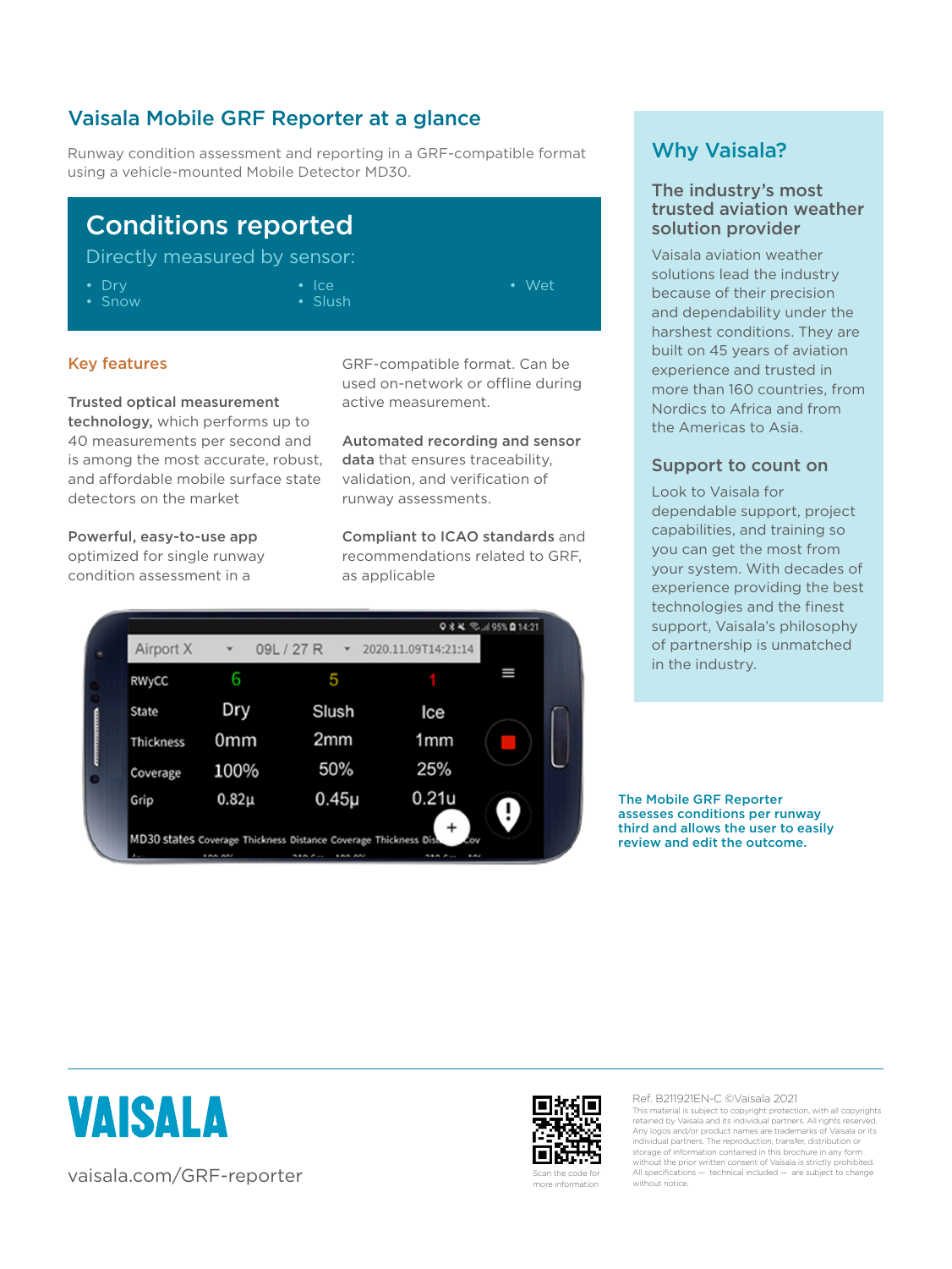## Vaisala Mobile GRF Reporter at a glance

Runway condition assessment and reporting in a GRF-compatible format using a vehicle-mounted Mobile Detector MD30.

## Conditions reported

### Directly measured by sensor:

- Dry
- Snow
- Ice
- Slush
- Wet

### Key features

**Trusted optical measurement technology,** which performs up to 40 measurements per second and is among the most accurate, robust, and affordable mobile surface state detectors on the market

**Powerful, easy-to-use app** optimized for single runway condition assessment in a GRF-compatible format. Can be used on-network or offline during active measurement.

**Automated recording and sensor data** that ensures traceability, validation, and verification of runway assessments.

**Compliant to ICAO standards** and recommendations related to GRF, as applicable

The Mobile GRF Reporter assesses conditions per runway third and allows the user to easily review and edit the outcome.

## Why Vaisala?

### The industry's most trusted aviation weather solution provider

Vaisala aviation weather solutions lead the industry because of their precision and dependability under the harshest conditions. They are built on 45 years of aviation experience and trusted in more than 160 countries, from Nordics to Africa and from the Americas to Asia.

### Support to count on

Look to Vaisala for dependable support, project capabilities, and training so you can get the most from your system. With decades of experience providing the best technologies and the finest support, Vaisala's philosophy of partnership is unmatched in the industry.

VAISALA

vaisala.com/GRF-reporter

Scan the code for more information

Ref. B211921EN-C ©Vaisala 2021
This material is subject to copyright protection, with all copyrights retained by Vaisala and its individual partners. All rights reserved. Any logos and/or product names are trademarks of Vaisala or its individual partners. The reproduction, transfer, distribution or storage of information contained in this brochure in any form without the prior written consent of Vaisala is strictly prohibited. All specifications — technical included — are subject to change without notice.